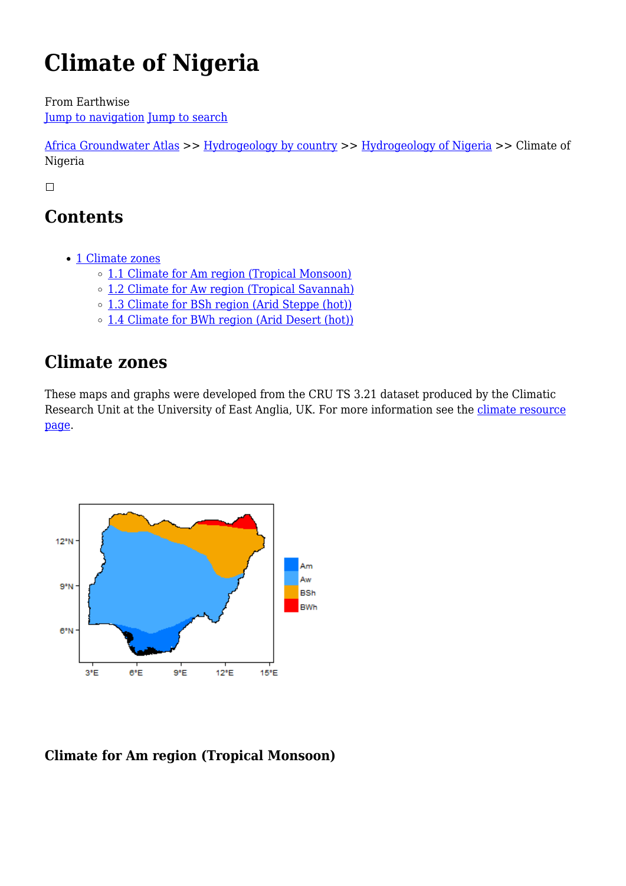# Climate of Nigeria

From Earthwise
Jump to navigation Jump to search

Africa Groundwater Atlas >> Hydrogeology by country >> Hydrogeology of Nigeria >> Climate of Nigeria

## Contents

- 1 Climate zones
  - 1.1 Climate for Am region (Tropical Monsoon)
  - 1.2 Climate for Aw region (Tropical Savannah)
  - 1.3 Climate for BSh region (Arid Steppe (hot))
  - 1.4 Climate for BWh region (Arid Desert (hot))

## Climate zones

These maps and graphs were developed from the CRU TS 3.21 dataset produced by the Climatic Research Unit at the University of East Anglia, UK. For more information see the climate resource page.

### Climate for Am region (Tropical Monsoon)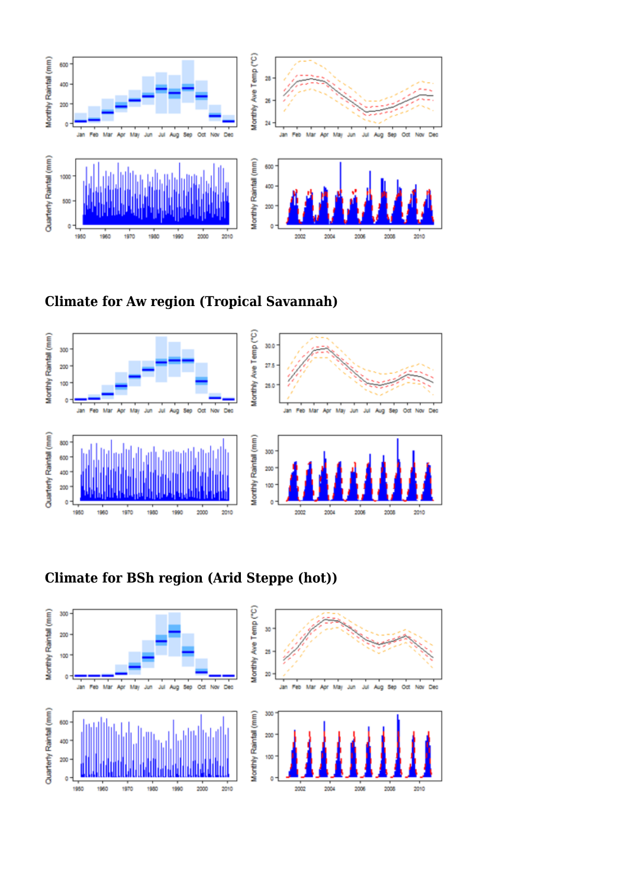## Climate for Aw region (Tropical Savannah)

## Climate for BSh region (Arid Steppe (hot))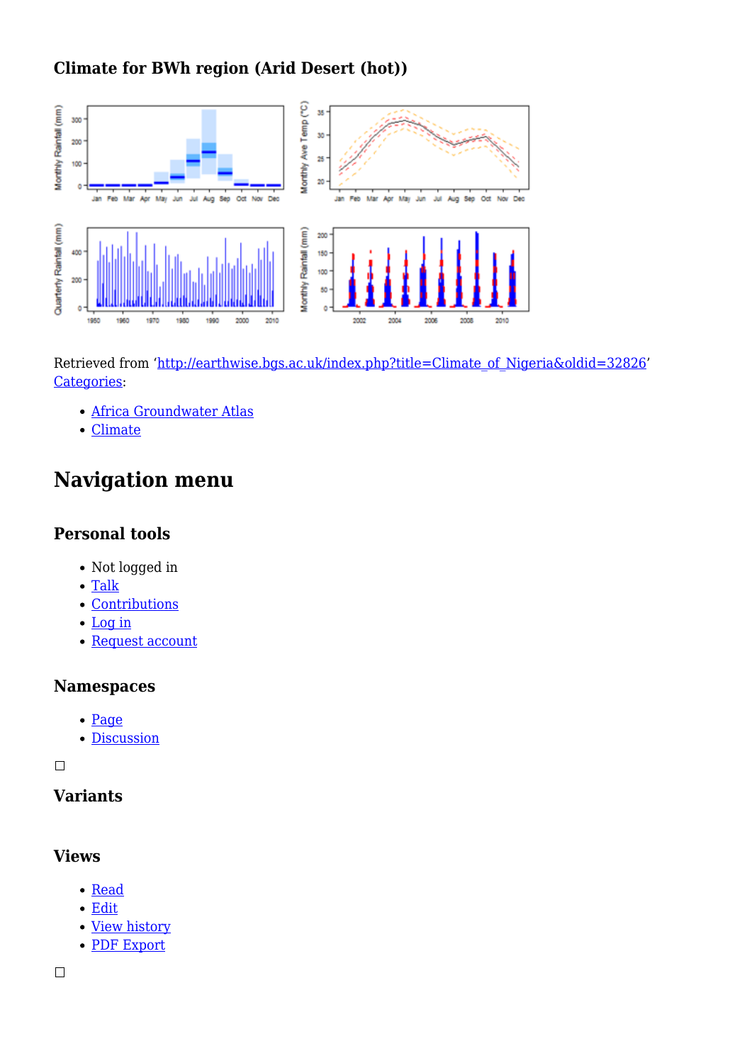### Climate for BWh region (Arid Desert (hot))

Retrieved from 'http://earthwise.bgs.ac.uk/index.php?title=Climate_of_Nigeria&oldid=32826'
Categories:

- Africa Groundwater Atlas
- Climate

## Navigation menu

### Personal tools

- Not logged in
- Talk
- Contributions
- Log in
- Request account

### Namespaces

- Page
- Discussion

### Variants

### Views

- Read
- Edit
- View history
- PDF Export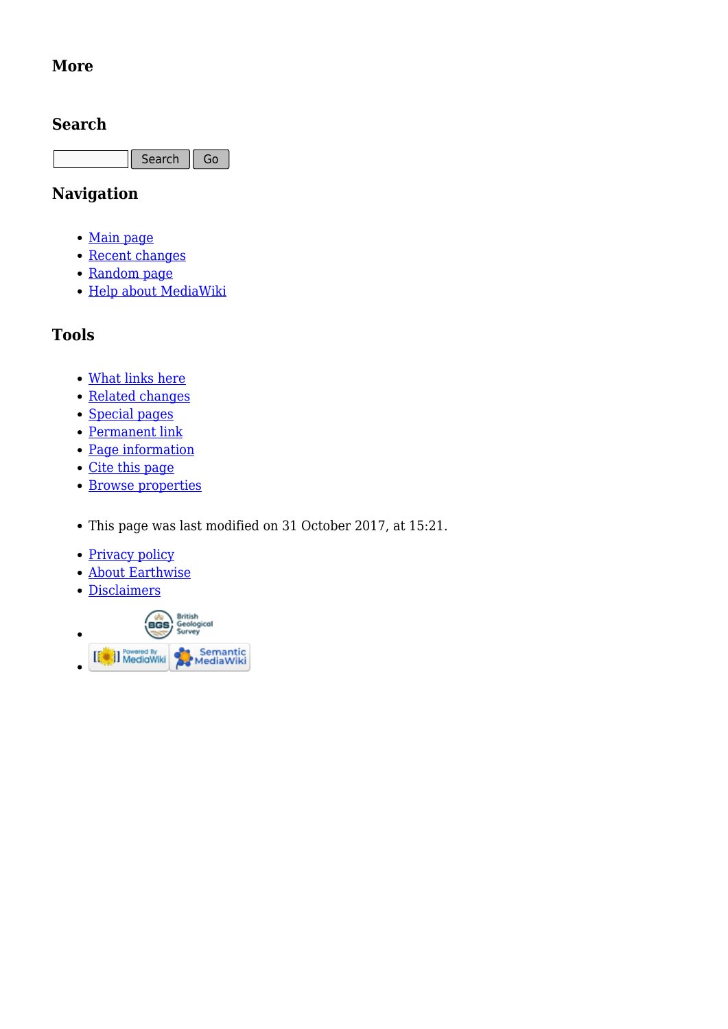### More

### Search

Search Go

### Navigation

- Main page
- Recent changes
- Random page
- Help about MediaWiki

### Tools

- What links here
- Related changes
- Special pages
- Permanent link
- Page information
- Cite this page
- Browse properties

- This page was last modified on 31 October 2017, at 15:21.

- Privacy policy
- About Earthwise
- Disclaimers